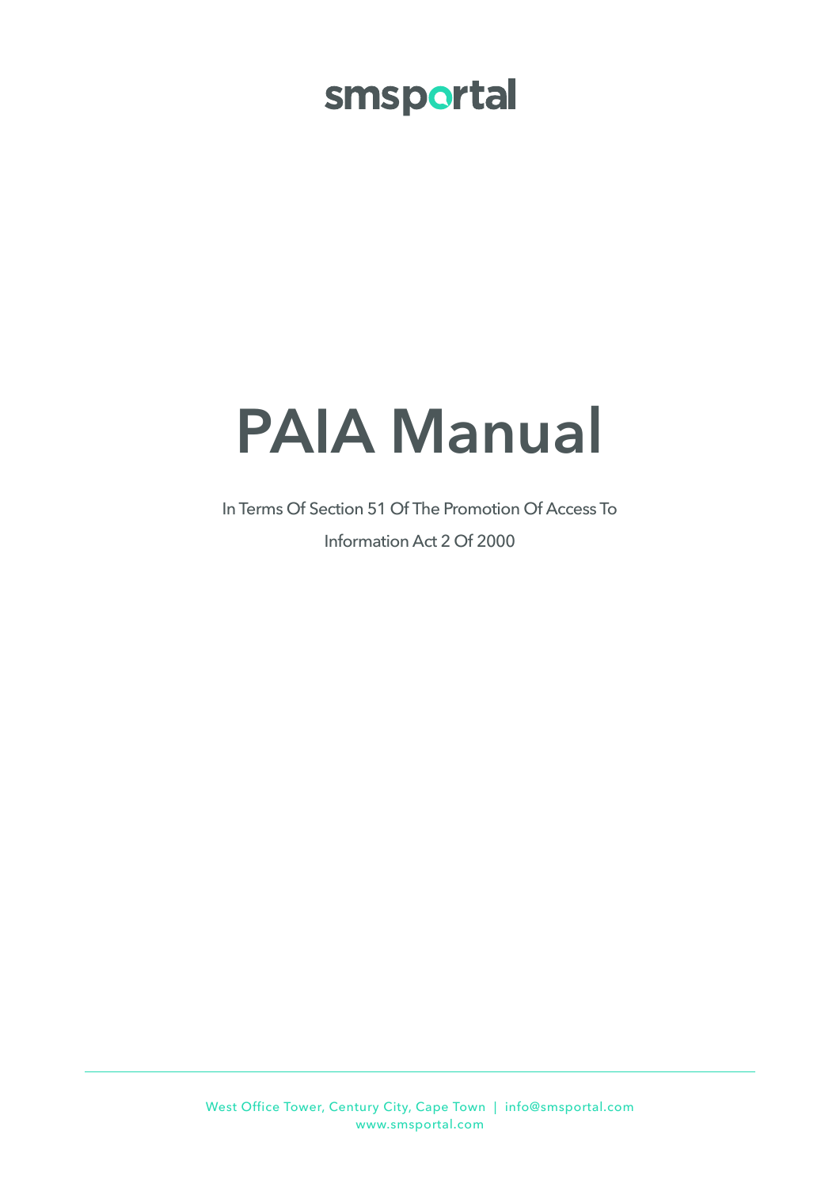smsportal

# PAIA Manual

In Terms Of Section 51 Of The Promotion Of Access To Information Act 2 Of 2000

West Office Tower, Century City, Cape Town | info@smsportal.com
www.smsportal.com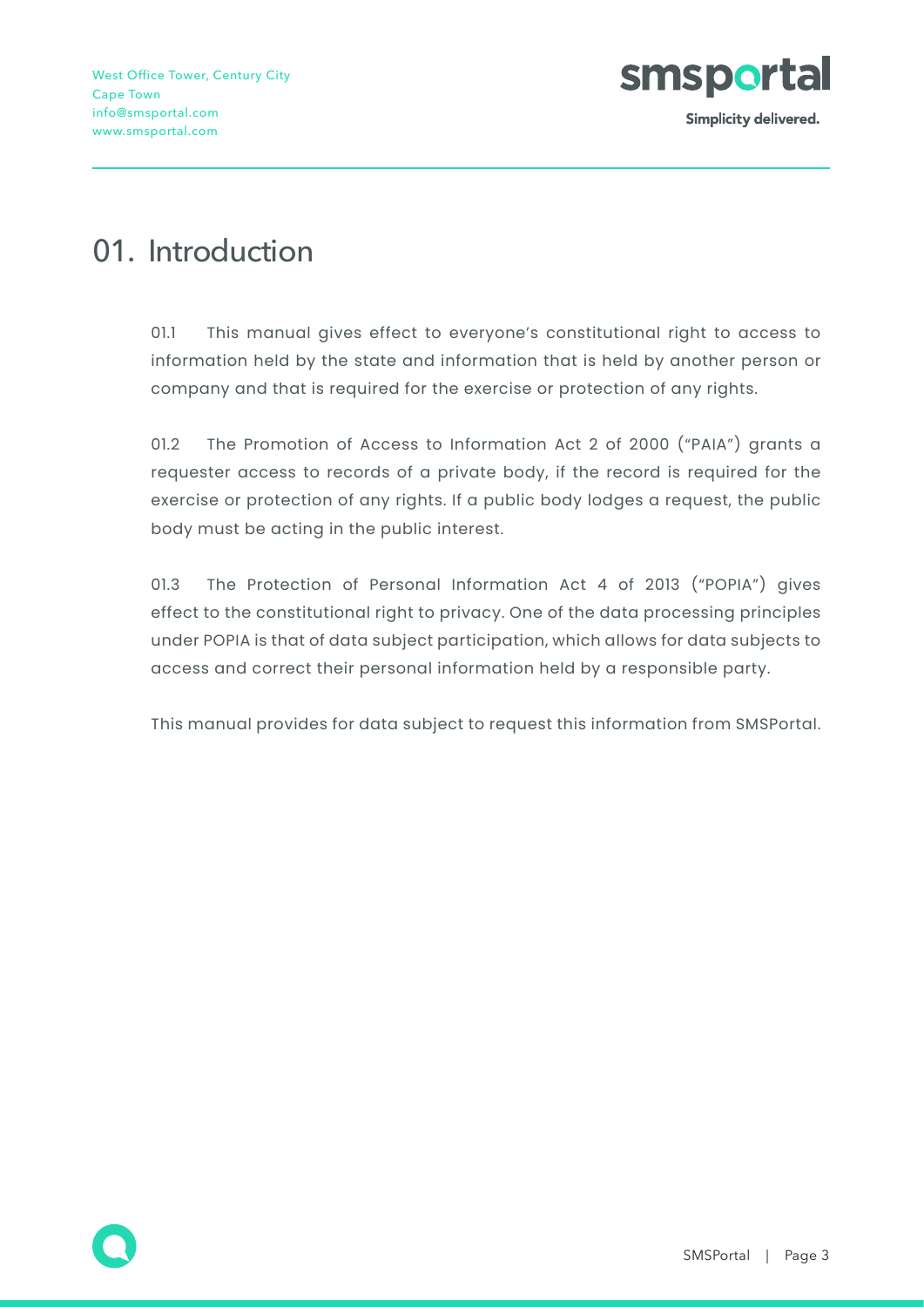# 01. Introduction

01.1 This manual gives effect to everyone's constitutional right to access to information held by the state and information that is held by another person or company and that is required for the exercise or protection of any rights.

01.2 The Promotion of Access to Information Act 2 of 2000 ("PAIA") grants a requester access to records of a private body, if the record is required for the exercise or protection of any rights. If a public body lodges a request, the public body must be acting in the public interest.

01.3 The Protection of Personal Information Act 4 of 2013 ("POPIA") gives effect to the constitutional right to privacy. One of the data processing principles under POPIA is that of data subject participation, which allows for data subjects to access and correct their personal information held by a responsible party.

This manual provides for data subject to request this information from SMSPortal.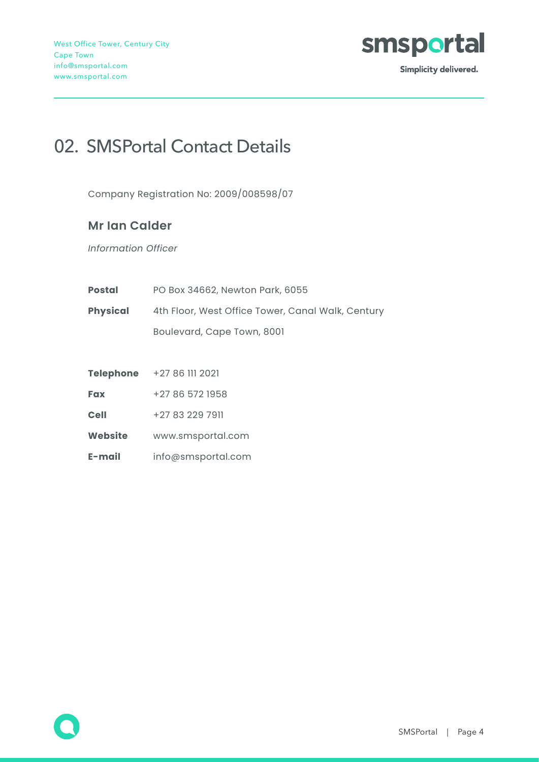# 02. SMSPortal Contact Details

Company Registration No: 2009/008598/07

### Mr Ian Calder

*Information Officer*

| | |
|---|---|
| **Postal** | PO Box 34662, Newton Park, 6055 |
| **Physical** | 4th Floor, West Office Tower, Canal Walk, Century Boulevard, Cape Town, 8001 |

| | |
|---|---|
| **Telephone** | +27 86 111 2021 |
| **Fax** | +27 86 572 1958 |
| **Cell** | +27 83 229 7911 |
| **Website** | www.smsportal.com |
| **E-mail** | info@smsportal.com |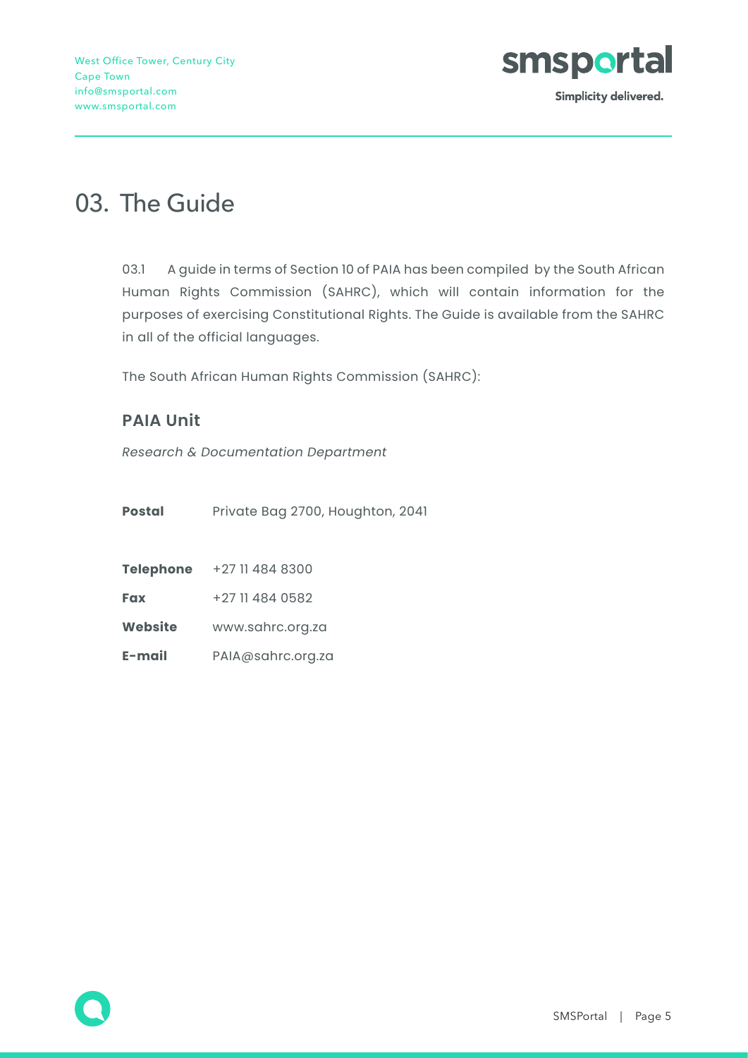# 03. The Guide

03.1 A guide in terms of Section 10 of PAIA has been compiled by the South African Human Rights Commission (SAHRC), which will contain information for the purposes of exercising Constitutional Rights. The Guide is available from the SAHRC in all of the official languages.

The South African Human Rights Commission (SAHRC):

### PAIA Unit

*Research & Documentation Department*

**Postal** Private Bag 2700, Houghton, 2041

**Telephone** +27 11 484 8300

**Fax** +27 11 484 0582

**Website** www.sahrc.org.za

**E-mail** PAIA@sahrc.org.za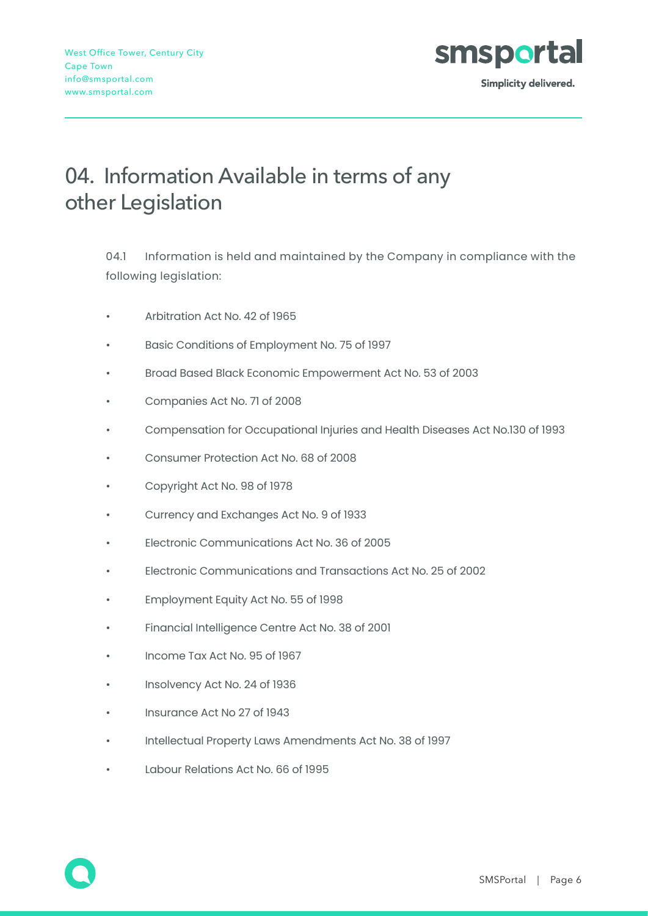# 04. Information Available in terms of any other Legislation

04.1 Information is held and maintained by the Company in compliance with the following legislation:

- Arbitration Act No. 42 of 1965
- Basic Conditions of Employment No. 75 of 1997
- Broad Based Black Economic Empowerment Act No. 53 of 2003
- Companies Act No. 71 of 2008
- Compensation for Occupational Injuries and Health Diseases Act No.130 of 1993
- Consumer Protection Act No. 68 of 2008
- Copyright Act No. 98 of 1978
- Currency and Exchanges Act No. 9 of 1933
- Electronic Communications Act No. 36 of 2005
- Electronic Communications and Transactions Act No. 25 of 2002
- Employment Equity Act No. 55 of 1998
- Financial Intelligence Centre Act No. 38 of 2001
- Income Tax Act No. 95 of 1967
- Insolvency Act No. 24 of 1936
- Insurance Act No 27 of 1943
- Intellectual Property Laws Amendments Act No. 38 of 1997
- Labour Relations Act No. 66 of 1995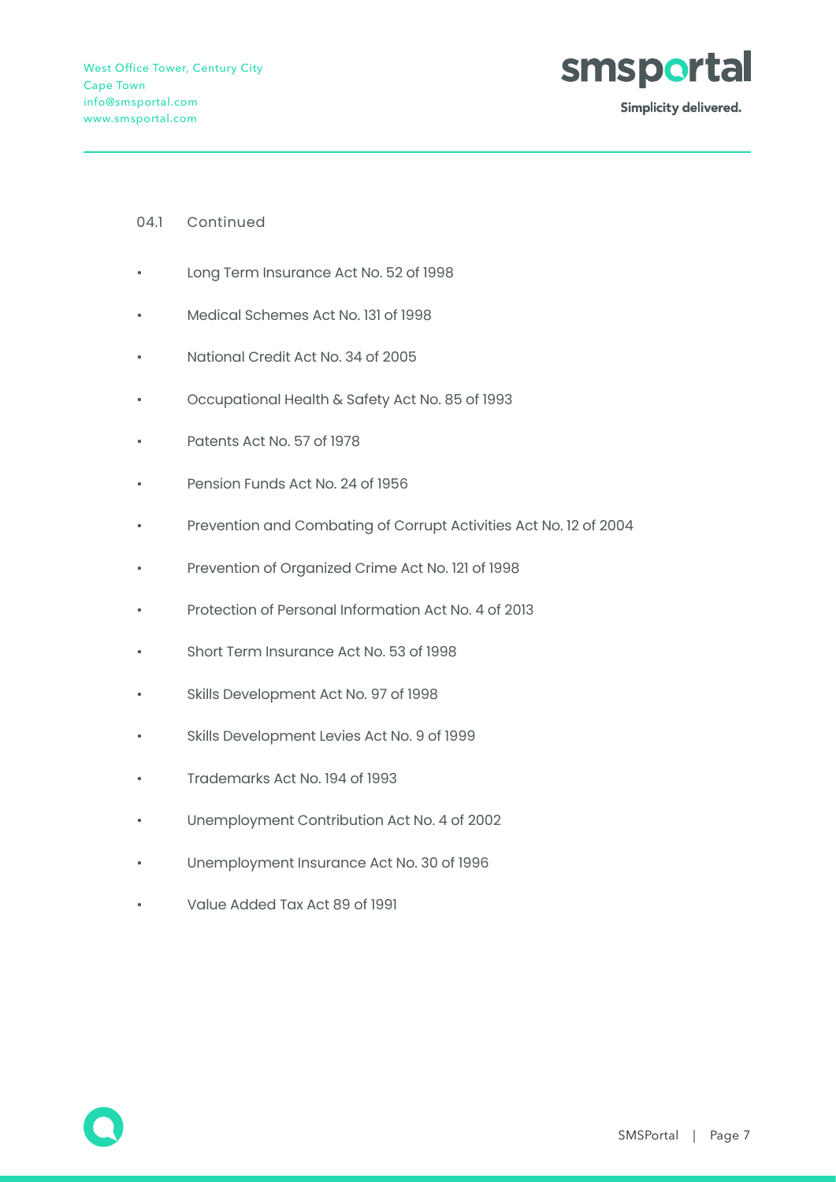04.1 Continued

- Long Term Insurance Act No. 52 of 1998
- Medical Schemes Act No. 131 of 1998
- National Credit Act No. 34 of 2005
- Occupational Health & Safety Act No. 85 of 1993
- Patents Act No. 57 of 1978
- Pension Funds Act No. 24 of 1956
- Prevention and Combating of Corrupt Activities Act No. 12 of 2004
- Prevention of Organized Crime Act No. 121 of 1998
- Protection of Personal Information Act No. 4 of 2013
- Short Term Insurance Act No. 53 of 1998
- Skills Development Act No. 97 of 1998
- Skills Development Levies Act No. 9 of 1999
- Trademarks Act No. 194 of 1993
- Unemployment Contribution Act No. 4 of 2002
- Unemployment Insurance Act No. 30 of 1996
- Value Added Tax Act 89 of 1991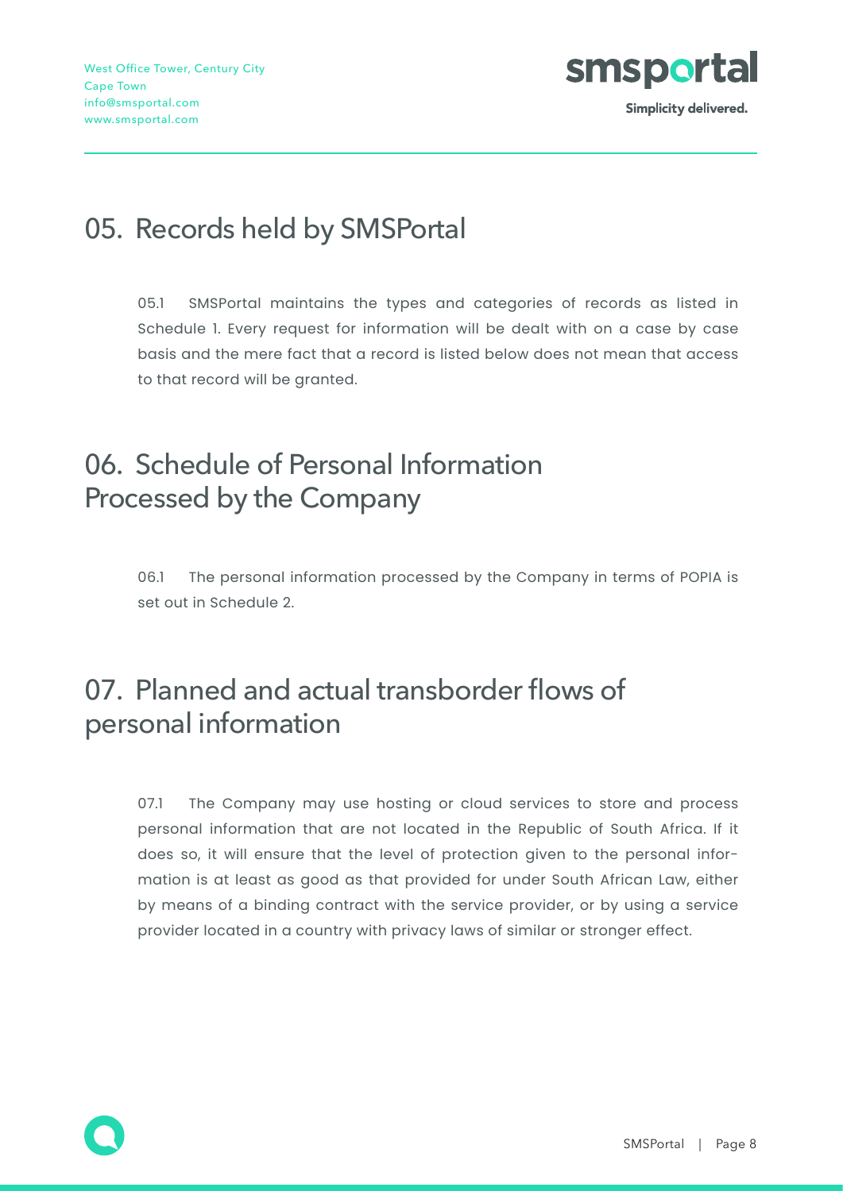## 05. Records held by SMSPortal

05.1 SMSPortal maintains the types and categories of records as listed in Schedule 1. Every request for information will be dealt with on a case by case basis and the mere fact that a record is listed below does not mean that access to that record will be granted.

## 06. Schedule of Personal Information Processed by the Company

06.1 The personal information processed by the Company in terms of POPIA is set out in Schedule 2.

## 07. Planned and actual transborder flows of personal information

07.1 The Company may use hosting or cloud services to store and process personal information that are not located in the Republic of South Africa. If it does so, it will ensure that the level of protection given to the personal information is at least as good as that provided for under South African Law, either by means of a binding contract with the service provider, or by using a service provider located in a country with privacy laws of similar or stronger effect.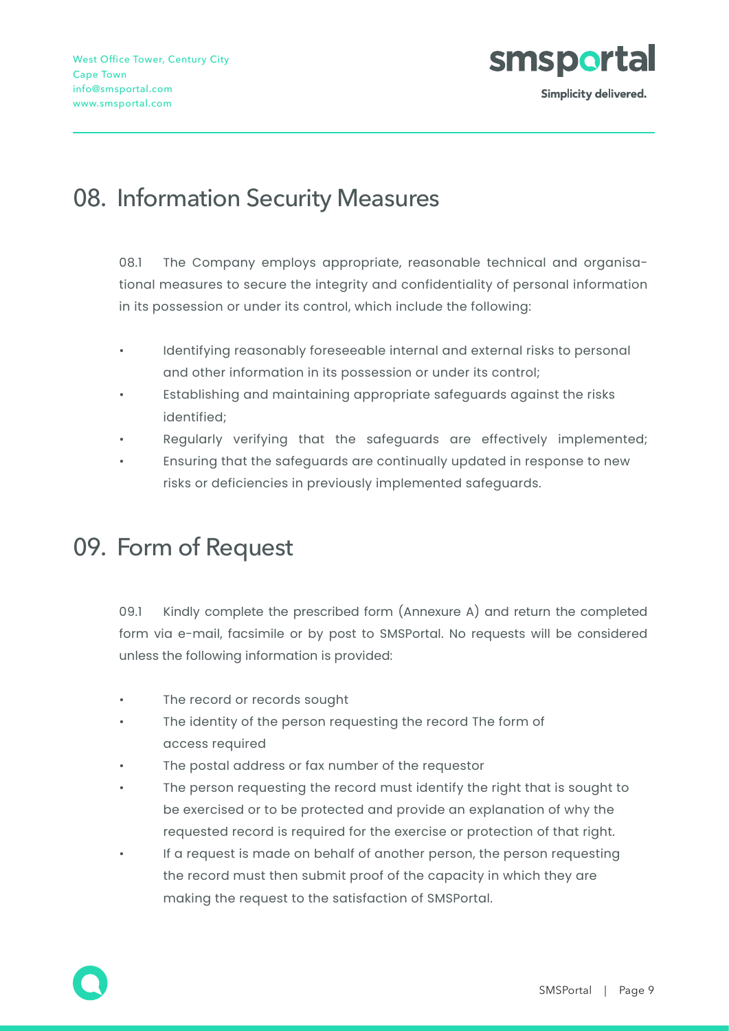## 08. Information Security Measures

08.1 The Company employs appropriate, reasonable technical and organisational measures to secure the integrity and confidentiality of personal information in its possession or under its control, which include the following:

- Identifying reasonably foreseeable internal and external risks to personal and other information in its possession or under its control;
- Establishing and maintaining appropriate safeguards against the risks identified;
- Regularly verifying that the safeguards are effectively implemented;
- Ensuring that the safeguards are continually updated in response to new risks or deficiencies in previously implemented safeguards.

## 09. Form of Request

09.1 Kindly complete the prescribed form (Annexure A) and return the completed form via e-mail, facsimile or by post to SMSPortal. No requests will be considered unless the following information is provided:

- The record or records sought
- The identity of the person requesting the record The form of access required
- The postal address or fax number of the requestor
- The person requesting the record must identify the right that is sought to be exercised or to be protected and provide an explanation of why the requested record is required for the exercise or protection of that right.
- If a request is made on behalf of another person, the person requesting the record must then submit proof of the capacity in which they are making the request to the satisfaction of SMSPortal.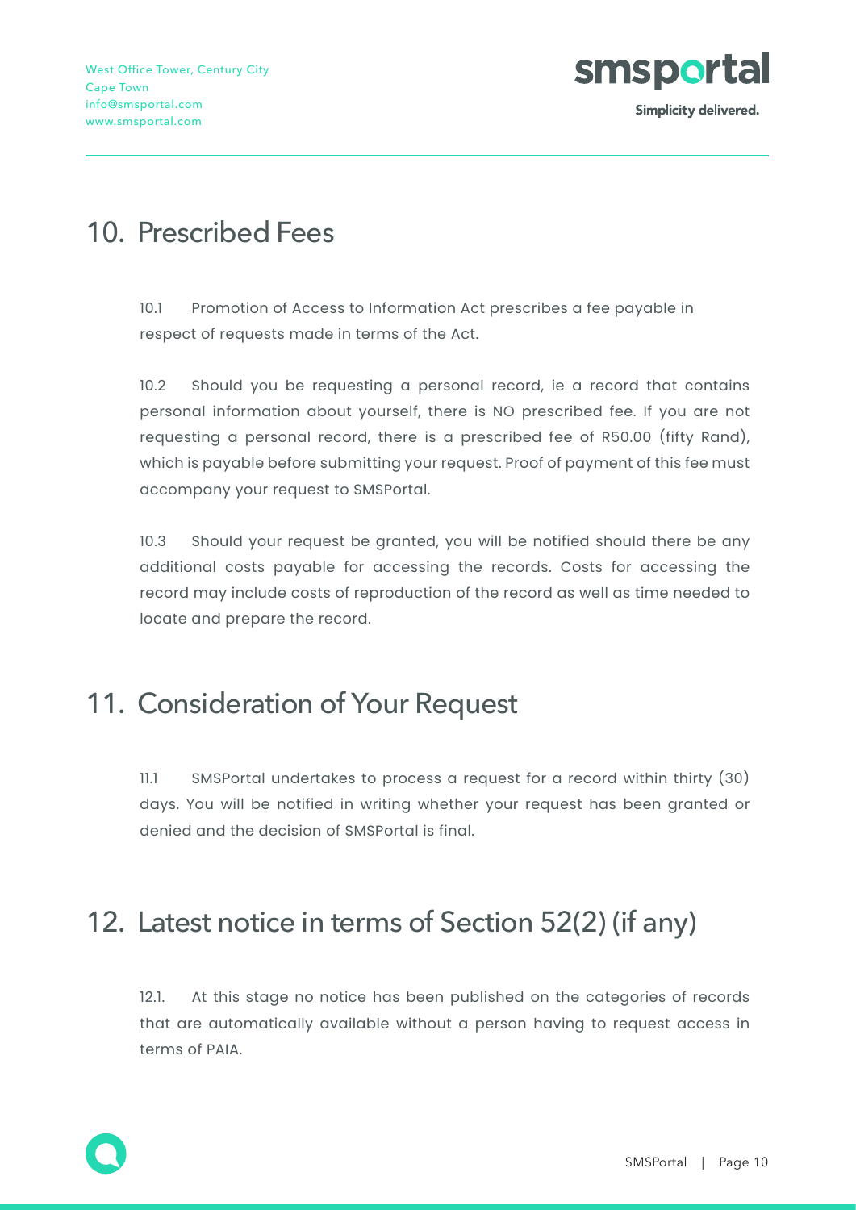## 10. Prescribed Fees

10.1 Promotion of Access to Information Act prescribes a fee payable in respect of requests made in terms of the Act.

10.2 Should you be requesting a personal record, ie a record that contains personal information about yourself, there is NO prescribed fee. If you are not requesting a personal record, there is a prescribed fee of R50.00 (fifty Rand), which is payable before submitting your request. Proof of payment of this fee must accompany your request to SMSPortal.

10.3 Should your request be granted, you will be notified should there be any additional costs payable for accessing the records. Costs for accessing the record may include costs of reproduction of the record as well as time needed to locate and prepare the record.

## 11. Consideration of Your Request

11.1 SMSPortal undertakes to process a request for a record within thirty (30) days. You will be notified in writing whether your request has been granted or denied and the decision of SMSPortal is final.

## 12. Latest notice in terms of Section 52(2) (if any)

12.1. At this stage no notice has been published on the categories of records that are automatically available without a person having to request access in terms of PAIA.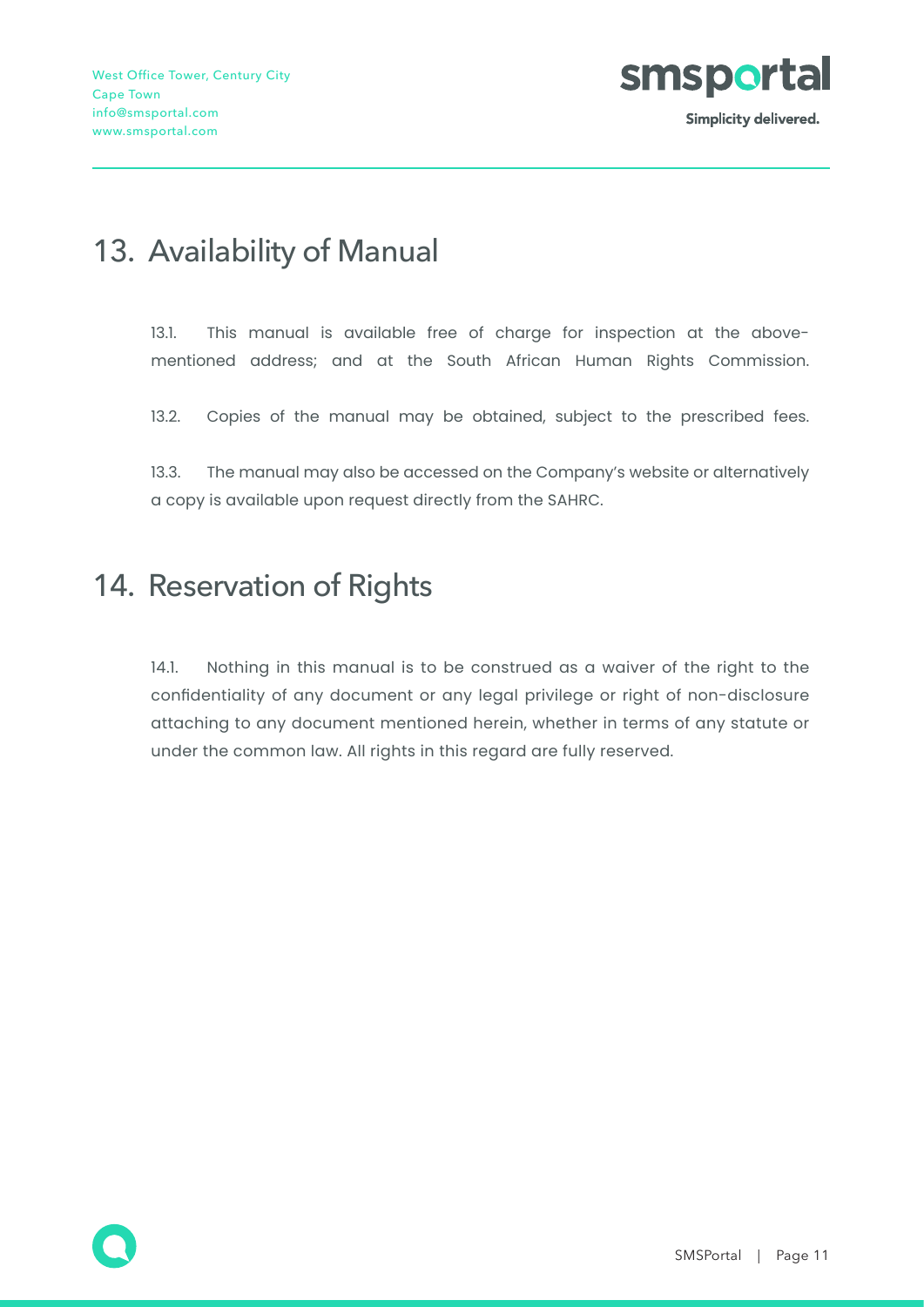## 13. Availability of Manual

13.1. This manual is available free of charge for inspection at the above-mentioned address; and at the South African Human Rights Commission.

13.2. Copies of the manual may be obtained, subject to the prescribed fees.

13.3. The manual may also be accessed on the Company's website or alternatively a copy is available upon request directly from the SAHRC.

## 14. Reservation of Rights

14.1. Nothing in this manual is to be construed as a waiver of the right to the confidentiality of any document or any legal privilege or right of non-disclosure attaching to any document mentioned herein, whether in terms of any statute or under the common law. All rights in this regard are fully reserved.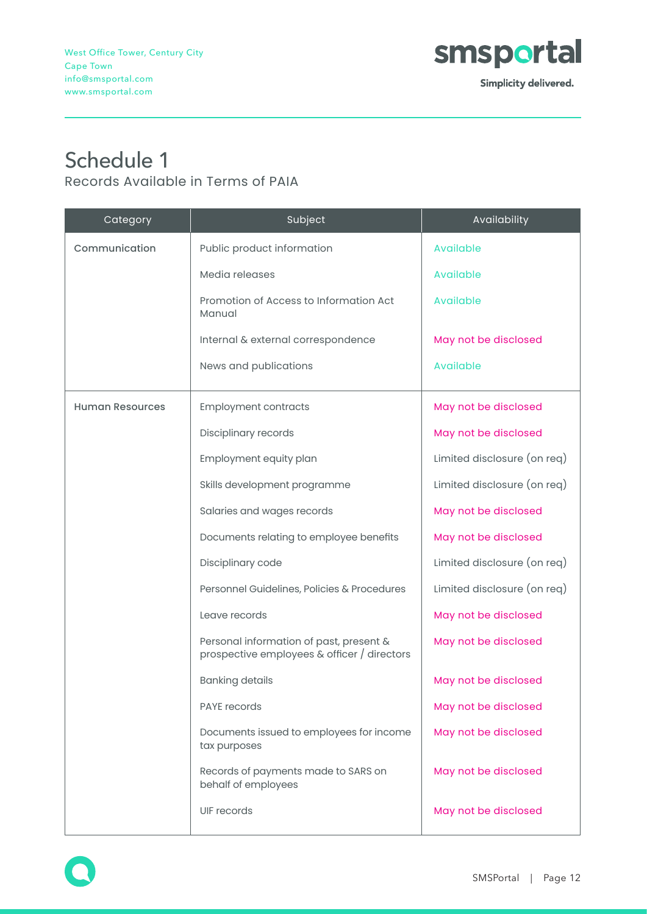# Schedule 1

## Records Available in Terms of PAIA

| Category | Subject | Availability |
|---|---|---|
| Communication | Public product information | Available |
| | Media releases | Available |
| | Promotion of Access to Information Act Manual | Available |
| | Internal & external correspondence | May not be disclosed |
| | News and publications | Available |
| Human Resources | Employment contracts | May not be disclosed |
| | Disciplinary records | May not be disclosed |
| | Employment equity plan | Limited disclosure (on req) |
| | Skills development programme | Limited disclosure (on req) |
| | Salaries and wages records | May not be disclosed |
| | Documents relating to employee benefits | May not be disclosed |
| | Disciplinary code | Limited disclosure (on req) |
| | Personnel Guidelines, Policies & Procedures | Limited disclosure (on req) |
| | Leave records | May not be disclosed |
| | Personal information of past, present & prospective employees & officer / directors | May not be disclosed |
| | Banking details | May not be disclosed |
| | PAYE records | May not be disclosed |
| | Documents issued to employees for income tax purposes | May not be disclosed |
| | Records of payments made to SARS on behalf of employees | May not be disclosed |
| | UIF records | May not be disclosed |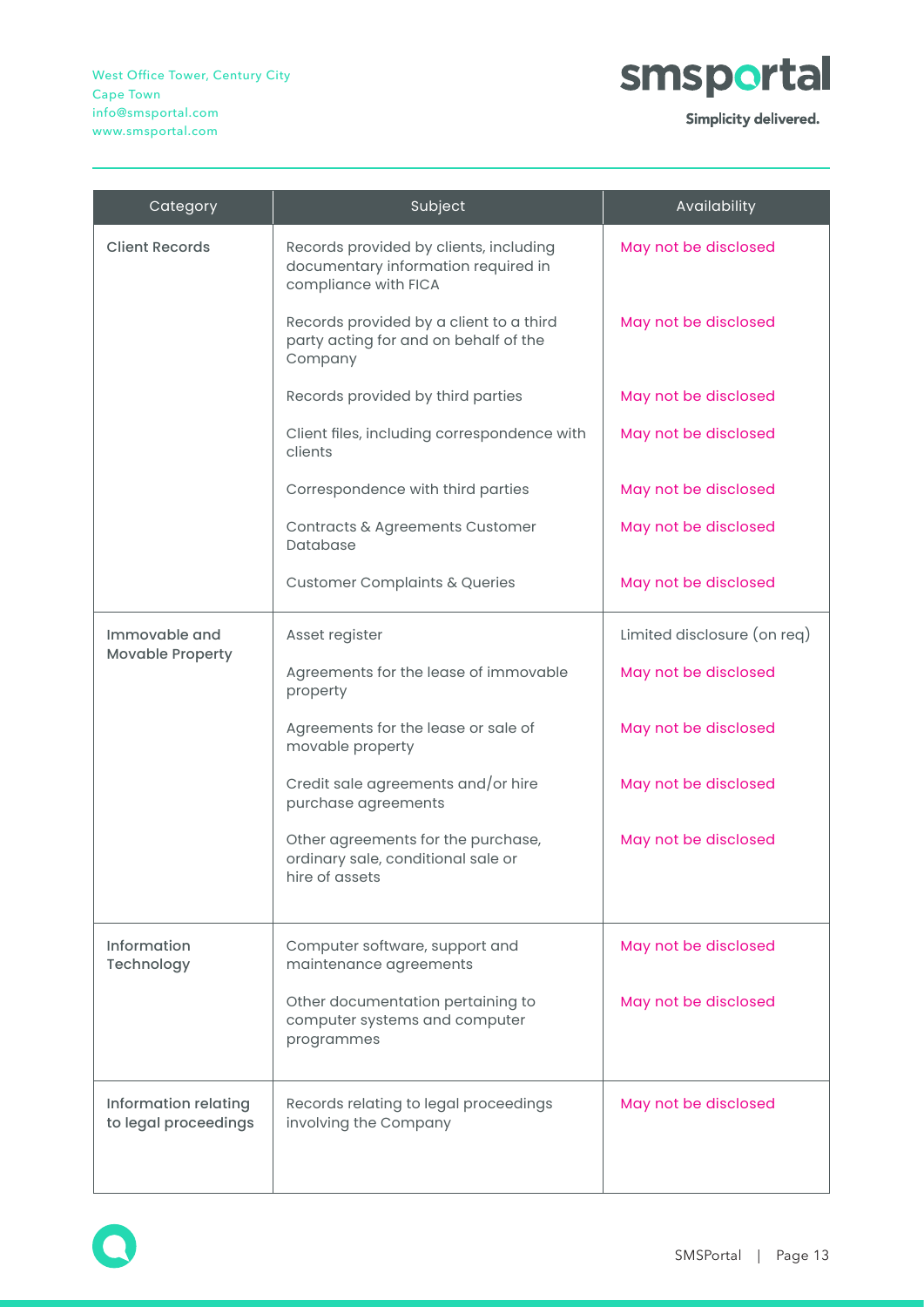| Category | Subject | Availability |
| --- | --- | --- |
| Client Records | Records provided by clients, including documentary information required in compliance with FICA | May not be disclosed |
| | Records provided by a client to a third party acting for and on behalf of the Company | May not be disclosed |
| | Records provided by third parties | May not be disclosed |
| | Client files, including correspondence with clients | May not be disclosed |
| | Correspondence with third parties | May not be disclosed |
| | Contracts & Agreements Customer Database | May not be disclosed |
| | Customer Complaints & Queries | May not be disclosed |
| Immovable and Movable Property | Asset register | Limited disclosure (on req) |
| | Agreements for the lease of immovable property | May not be disclosed |
| | Agreements for the lease or sale of movable property | May not be disclosed |
| | Credit sale agreements and/or hire purchase agreements | May not be disclosed |
| | Other agreements for the purchase, ordinary sale, conditional sale or hire of assets | May not be disclosed |
| Information Technology | Computer software, support and maintenance agreements | May not be disclosed |
| | Other documentation pertaining to computer systems and computer programmes | May not be disclosed |
| Information relating to legal proceedings | Records relating to legal proceedings involving the Company | May not be disclosed |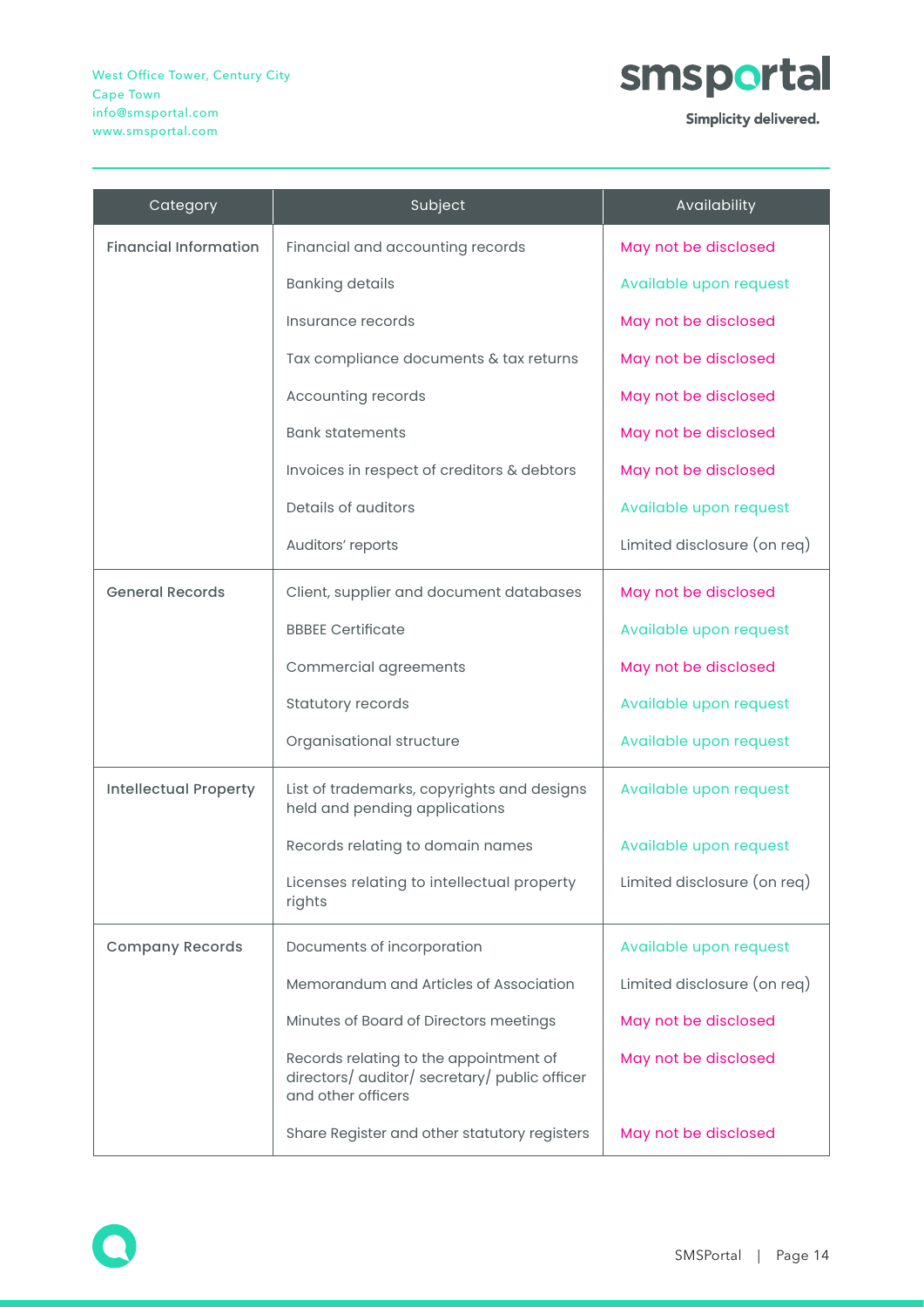| Category | Subject | Availability |
| --- | --- | --- |
| Financial Information | Financial and accounting records | May not be disclosed |
| | Banking details | Available upon request |
| | Insurance records | May not be disclosed |
| | Tax compliance documents & tax returns | May not be disclosed |
| | Accounting records | May not be disclosed |
| | Bank statements | May not be disclosed |
| | Invoices in respect of creditors & debtors | May not be disclosed |
| | Details of auditors | Available upon request |
| | Auditors' reports | Limited disclosure (on req) |
| General Records | Client, supplier and document databases | May not be disclosed |
| | BBBEE Certificate | Available upon request |
| | Commercial agreements | May not be disclosed |
| | Statutory records | Available upon request |
| | Organisational structure | Available upon request |
| Intellectual Property | List of trademarks, copyrights and designs held and pending applications | Available upon request |
| | Records relating to domain names | Available upon request |
| | Licenses relating to intellectual property rights | Limited disclosure (on req) |
| Company Records | Documents of incorporation | Available upon request |
| | Memorandum and Articles of Association | Limited disclosure (on req) |
| | Minutes of Board of Directors meetings | May not be disclosed |
| | Records relating to the appointment of directors/ auditor/ secretary/ public officer and other officers | May not be disclosed |
| | Share Register and other statutory registers | May not be disclosed |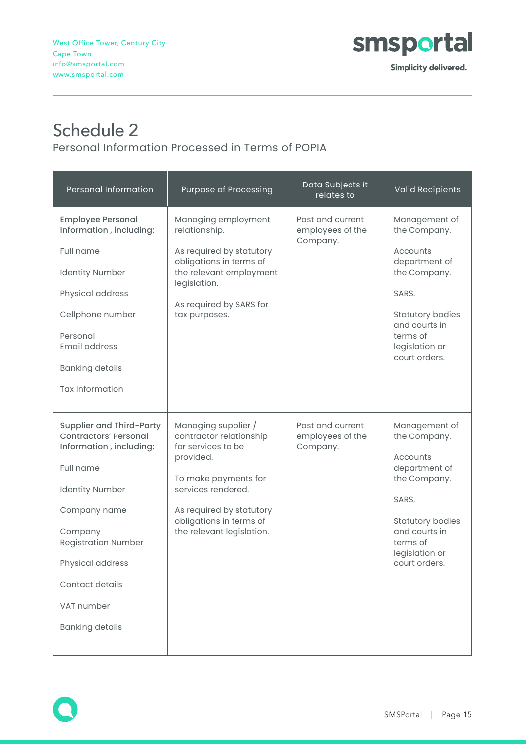# Schedule 2

Personal Information Processed in Terms of POPIA

| Personal Information | Purpose of Processing | Data Subjects it relates to | Valid Recipients |
|---|---|---|---|
| **Employee Personal Information , including:**<br><br>Full name<br><br>Identity Number<br><br>Physical address<br><br>Cellphone number<br><br>Personal Email address<br><br>Banking details<br><br>Tax information | Managing employment relationship.<br><br>As required by statutory obligations in terms of the relevant employment legislation.<br><br>As required by SARS for tax purposes. | Past and current employees of the Company. | Management of the Company.<br><br>Accounts department of the Company.<br><br>SARS.<br><br>Statutory bodies and courts in terms of legislation or court orders. |
| **Supplier and Third-Party Contractors' Personal Information , including:**<br><br>Full name<br><br>Identity Number<br><br>Company name<br><br>Company Registration Number<br><br>Physical address<br><br>Contact details<br><br>VAT number<br><br>Banking details | Managing supplier / contractor relationship for services to be provided.<br><br>To make payments for services rendered.<br><br>As required by statutory obligations in terms of the relevant legislation. | Past and current employees of the Company. | Management of the Company.<br><br>Accounts department of the Company.<br><br>SARS.<br><br>Statutory bodies and courts in terms of legislation or court orders. |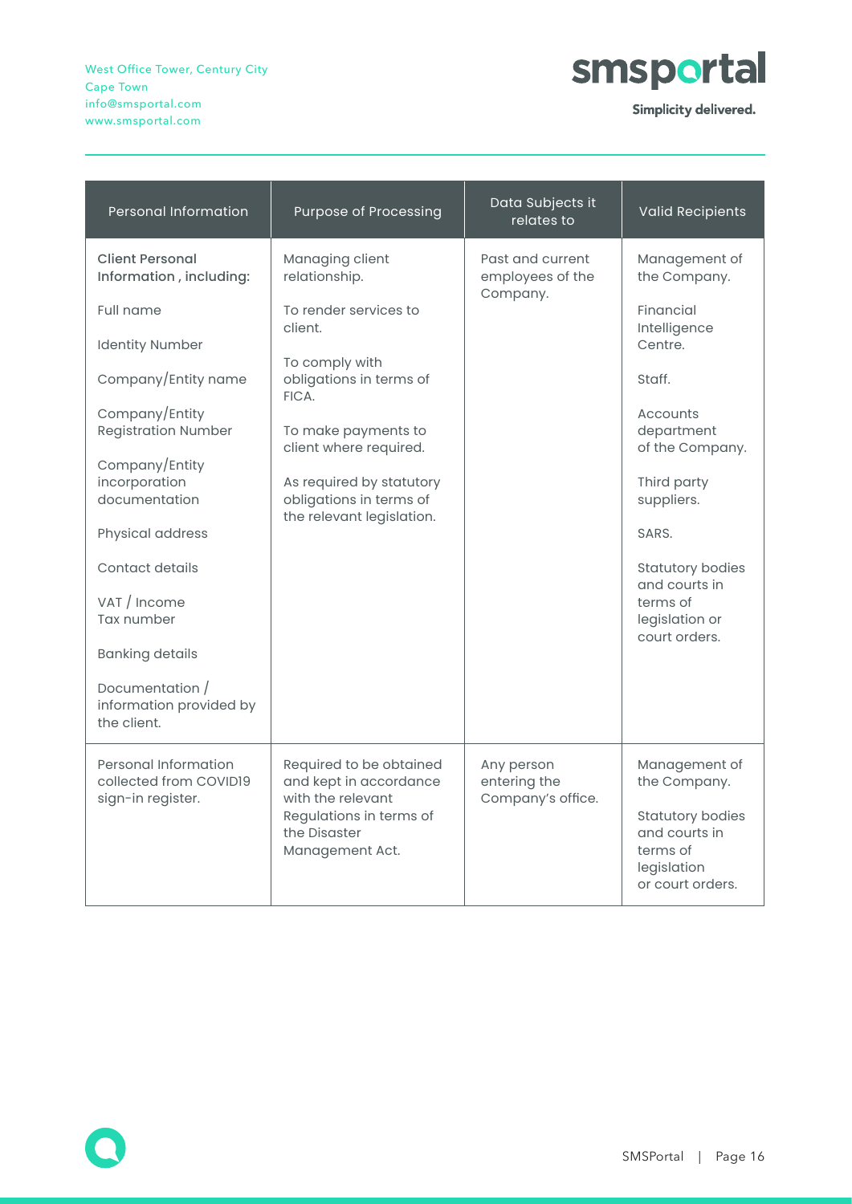| Personal Information | Purpose of Processing | Data Subjects it relates to | Valid Recipients |
|---|---|---|---|
| **Client Personal Information , including:**<br><br>Full name<br><br>Identity Number<br><br>Company/Entity name<br><br>Company/Entity Registration Number<br><br>Company/Entity incorporation documentation<br><br>Physical address<br><br>Contact details<br><br>VAT / Income Tax number<br><br>Banking details<br><br>Documentation / information provided by the client. | Managing client relationship.<br><br>To render services to client.<br><br>To comply with obligations in terms of FICA.<br><br>To make payments to client where required.<br><br>As required by statutory obligations in terms of the relevant legislation. | Past and current employees of the Company. | Management of the Company.<br><br>Financial Intelligence Centre.<br><br>Staff.<br><br>Accounts department of the Company.<br><br>Third party suppliers.<br><br>SARS.<br><br>Statutory bodies and courts in terms of legislation or court orders. |
| Personal Information collected from COVID19 sign-in register. | Required to be obtained and kept in accordance with the relevant Regulations in terms of the Disaster Management Act. | Any person entering the Company's office. | Management of the Company.<br><br>Statutory bodies and courts in terms of legislation or court orders. |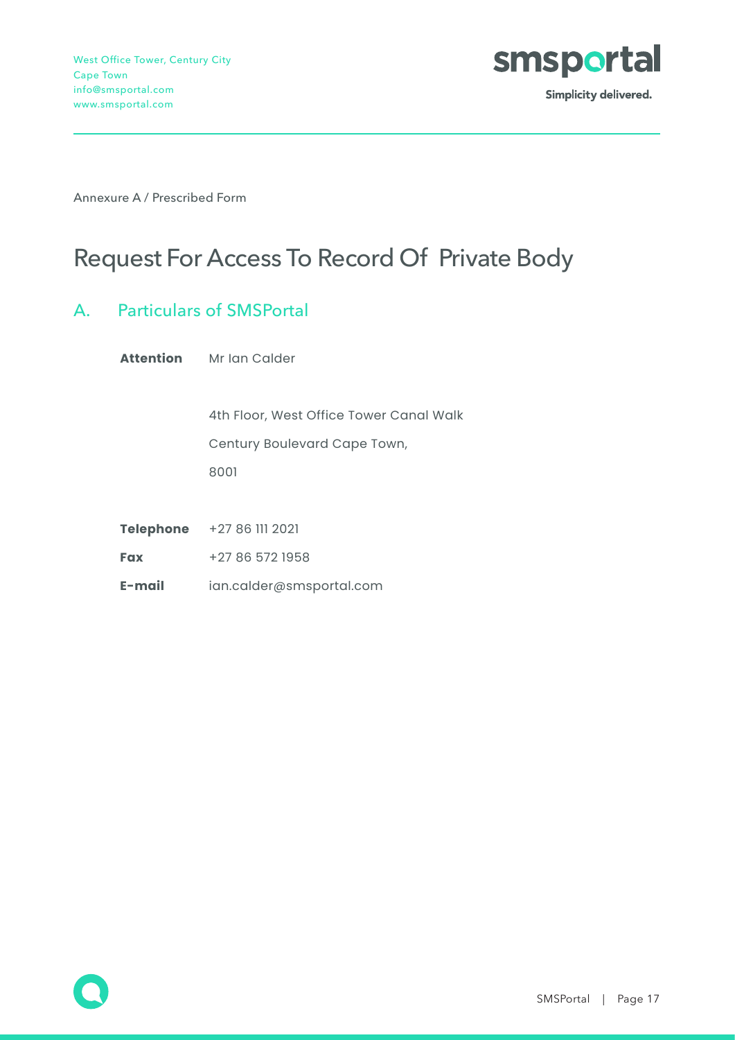Annexure A / Prescribed Form

# Request For Access To Record Of Private Body

## A. Particulars of SMSPortal

**Attention** Mr Ian Calder

4th Floor, West Office Tower Canal Walk

Century Boulevard Cape Town,

8001

**Telephone** +27 86 111 2021

**Fax** +27 86 572 1958

**E-mail** ian.calder@smsportal.com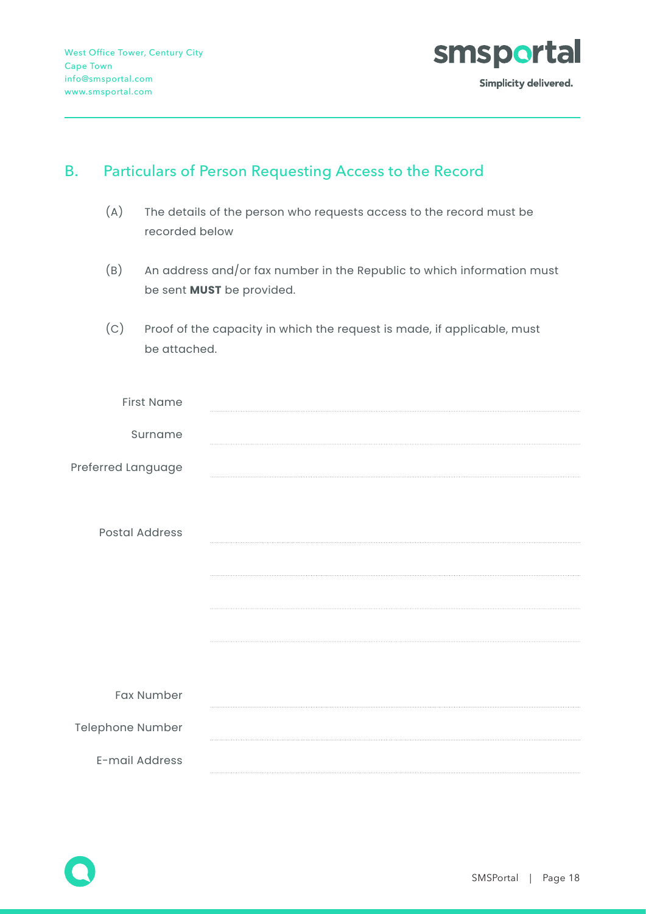## B. Particulars of Person Requesting Access to the Record

(A) The details of the person who requests access to the record must be recorded below

(B) An address and/or fax number in the Republic to which information must be sent **MUST** be provided.

(C) Proof of the capacity in which the request is made, if applicable, must be attached.

| | |
|---|---|
| First Name | |
| Surname | |
| Preferred Language | |
| Postal Address | |
| | |
| | |
| | |
| Fax Number | |
| Telephone Number | |
| E-mail Address | |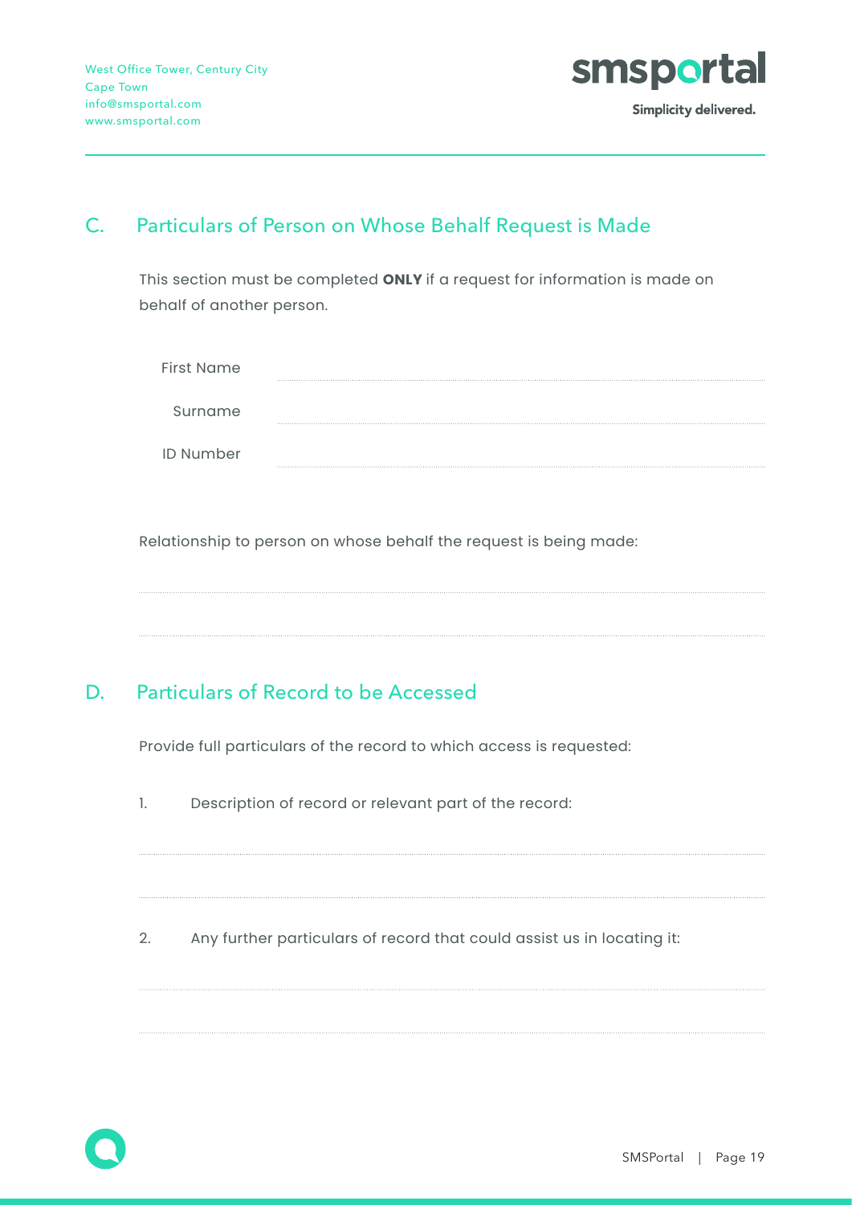## C. Particulars of Person on Whose Behalf Request is Made

This section must be completed **ONLY** if a request for information is made on behalf of another person.

First Name ..............................................................................................

Surname ..............................................................................................

ID Number ..............................................................................................

Relationship to person on whose behalf the request is being made:

..............................................................................................

..............................................................................................

## D. Particulars of Record to be Accessed

Provide full particulars of the record to which access is requested:

1. Description of record or relevant part of the record:

..............................................................................................

..............................................................................................

2. Any further particulars of record that could assist us in locating it:

..............................................................................................

..............................................................................................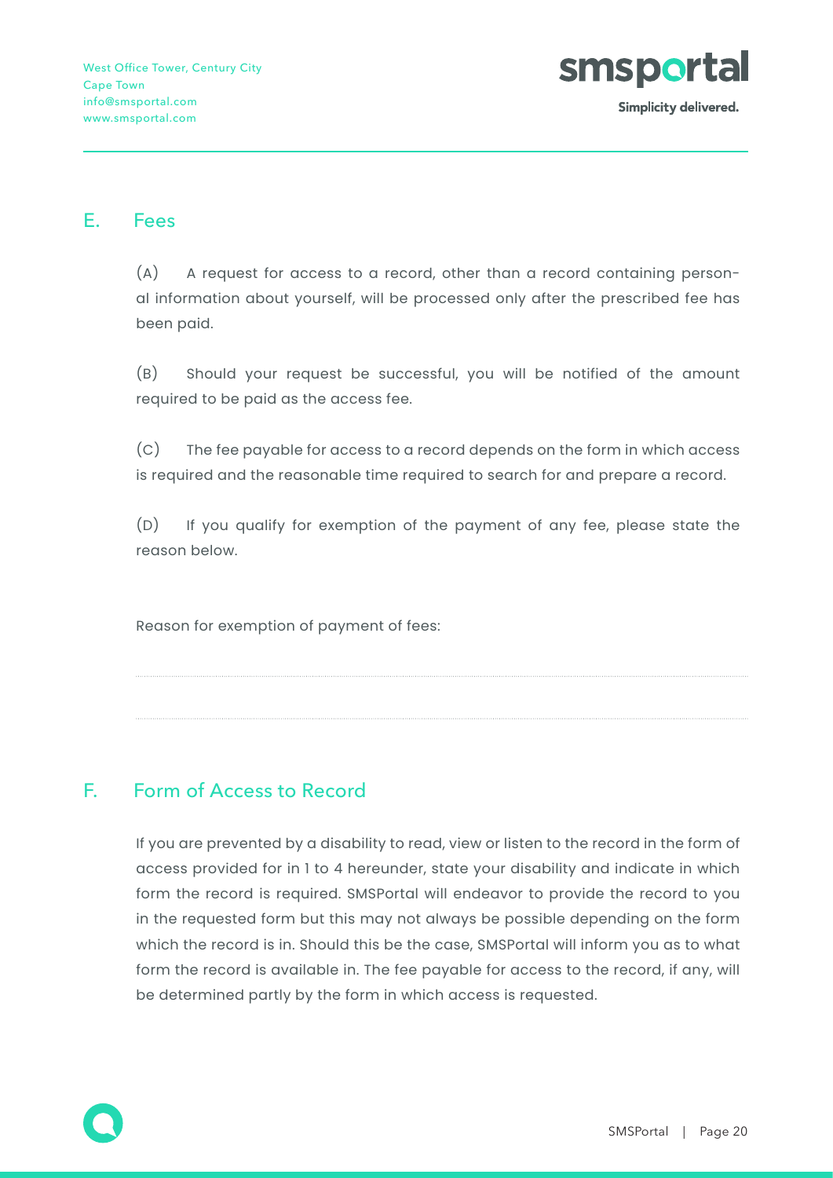## E. Fees

(A) A request for access to a record, other than a record containing personal information about yourself, will be processed only after the prescribed fee has been paid.

(B) Should your request be successful, you will be notified of the amount required to be paid as the access fee.

(C) The fee payable for access to a record depends on the form in which access is required and the reasonable time required to search for and prepare a record.

(D) If you qualify for exemption of the payment of any fee, please state the reason below.

Reason for exemption of payment of fees:

..........................................................................................................................................

..........................................................................................................................................

## F. Form of Access to Record

If you are prevented by a disability to read, view or listen to the record in the form of access provided for in 1 to 4 hereunder, state your disability and indicate in which form the record is required. SMSPortal will endeavor to provide the record to you in the requested form but this may not always be possible depending on the form which the record is in. Should this be the case, SMSPortal will inform you as to what form the record is available in. The fee payable for access to the record, if any, will be determined partly by the form in which access is requested.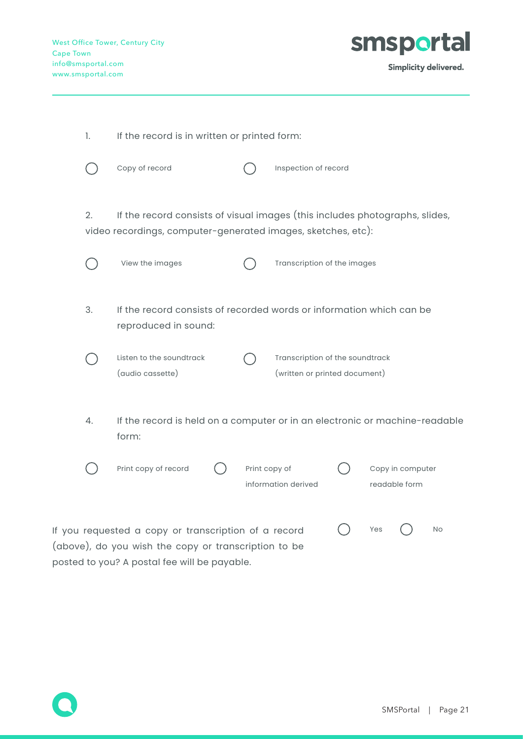1. If the record is in written or printed form:

- ◯ Copy of record
- ◯ Inspection of record

2. If the record consists of visual images (this includes photographs, slides, video recordings, computer-generated images, sketches, etc):

- ◯ View the images
- ◯ Transcription of the images

3. If the record consists of recorded words or information which can be reproduced in sound:

- ◯ Listen to the soundtrack (audio cassette)
- ◯ Transcription of the soundtrack (written or printed document)

4. If the record is held on a computer or in an electronic or machine-readable form:

- ◯ Print copy of record
- ◯ Print copy of information derived
- ◯ Copy in computer readable form

If you requested a copy or transcription of a record (above), do you wish the copy or transcription to be posted to you? A postal fee will be payable.

- ◯ Yes
- ◯ No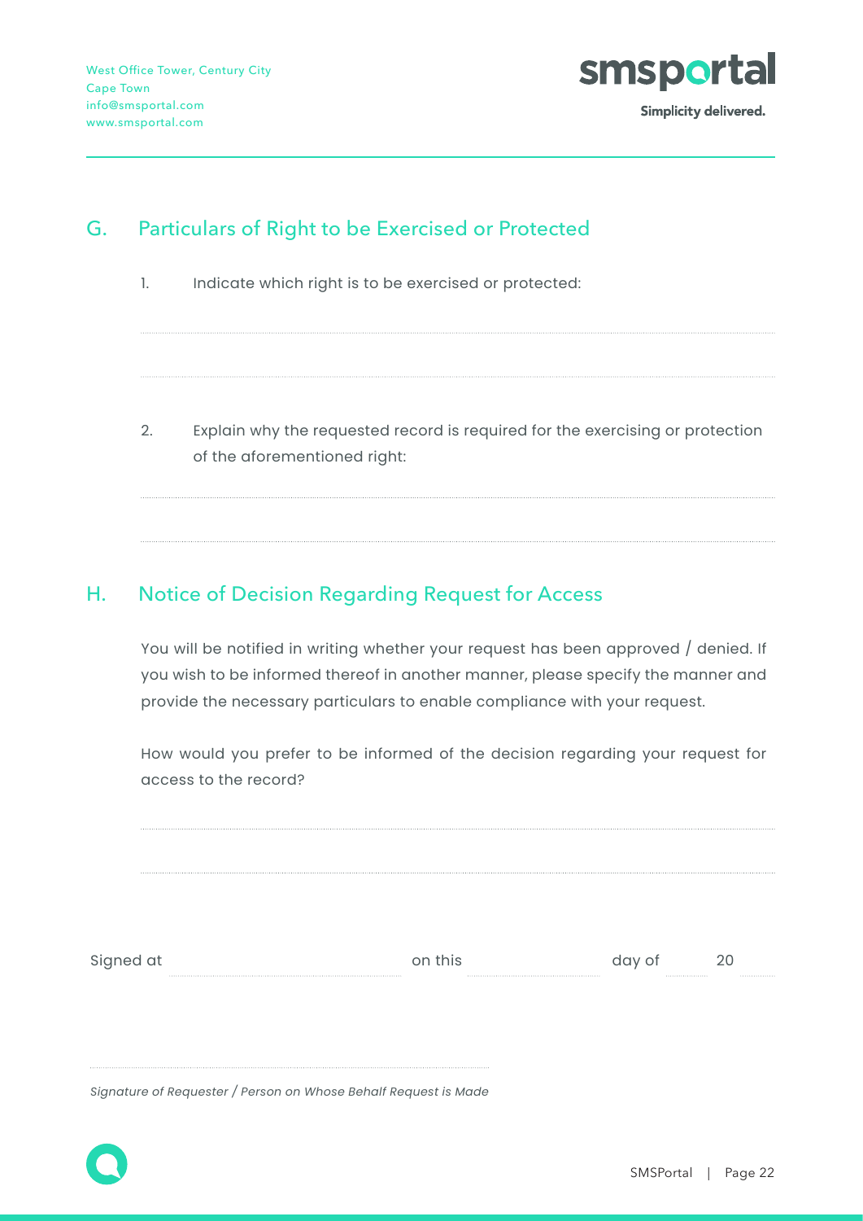## G. Particulars of Right to be Exercised or Protected

1. Indicate which right is to be exercised or protected:

..............................................................................................................................................................

..............................................................................................................................................................

2. Explain why the requested record is required for the exercising or protection of the aforementioned right:

..............................................................................................................................................................

..............................................................................................................................................................

## H. Notice of Decision Regarding Request for Access

You will be notified in writing whether your request has been approved / denied. If you wish to be informed thereof in another manner, please specify the manner and provide the necessary particulars to enable compliance with your request.

How would you prefer to be informed of the decision regarding your request for access to the record?

..............................................................................................................................................................

..............................................................................................................................................................

Signed at .............................................. on this ........................... day of ........ 20 ......

..............................................................................................

*Signature of Requester / Person on Whose Behalf Request is Made*